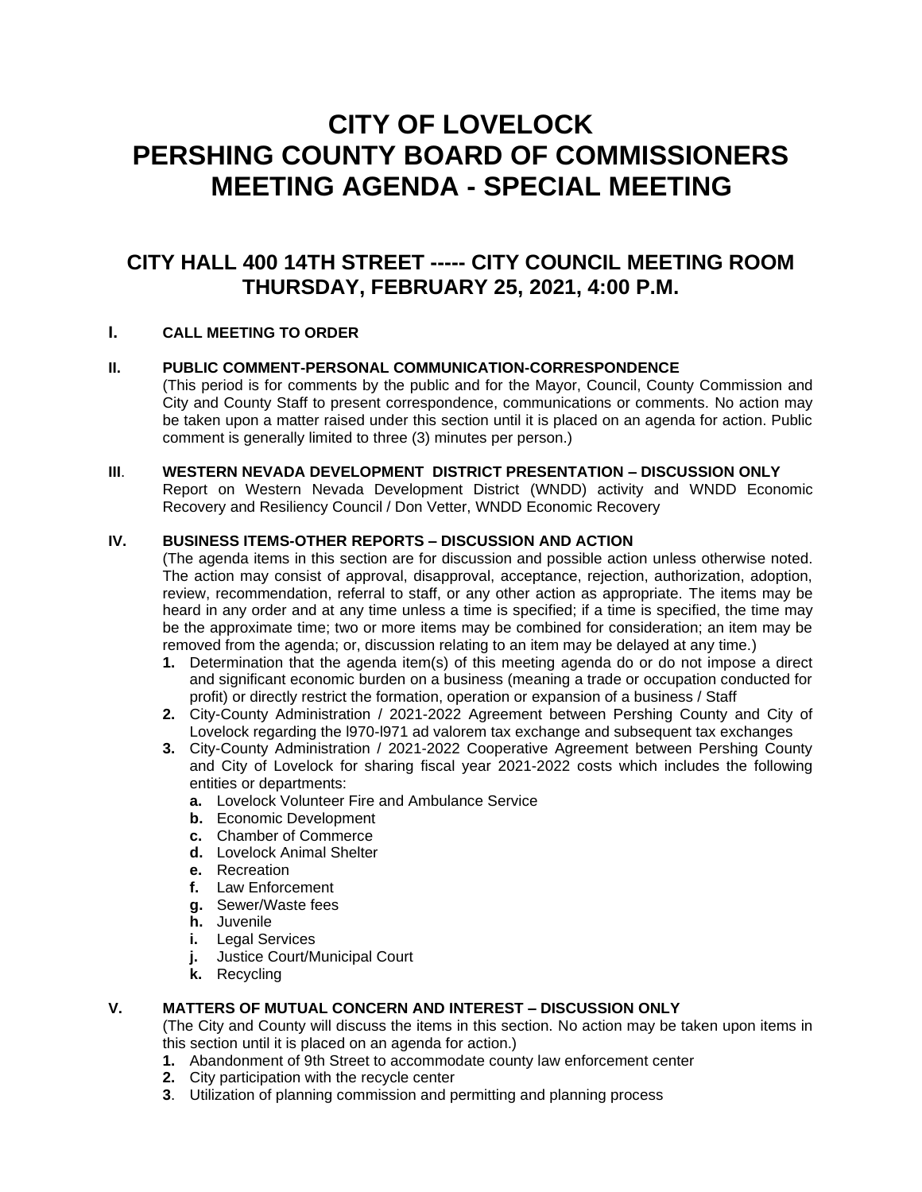# CITY OF LOVELOCK
# PERSHING COUNTY BOARD OF COMMISSIONERS
# MEETING AGENDA - SPECIAL MEETING

## CITY HALL 400 14TH STREET ----- CITY COUNCIL MEETING ROOM
## THURSDAY, FEBRUARY 25, 2021, 4:00 P.M.

**I. CALL MEETING TO ORDER**

**II. PUBLIC COMMENT-PERSONAL COMMUNICATION-CORRESPONDENCE**

(This period is for comments by the public and for the Mayor, Council, County Commission and City and County Staff to present correspondence, communications or comments. No action may be taken upon a matter raised under this section until it is placed on an agenda for action. Public comment is generally limited to three (3) minutes per person.)

**III. WESTERN NEVADA DEVELOPMENT DISTRICT PRESENTATION – DISCUSSION ONLY**

Report on Western Nevada Development District (WNDD) activity and WNDD Economic Recovery and Resiliency Council / Don Vetter, WNDD Economic Recovery

**IV. BUSINESS ITEMS-OTHER REPORTS – DISCUSSION AND ACTION**

(The agenda items in this section are for discussion and possible action unless otherwise noted. The action may consist of approval, disapproval, acceptance, rejection, authorization, adoption, review, recommendation, referral to staff, or any other action as appropriate. The items may be heard in any order and at any time unless a time is specified; if a time is specified, the time may be the approximate time; two or more items may be combined for consideration; an item may be removed from the agenda; or, discussion relating to an item may be delayed at any time.)

1. Determination that the agenda item(s) of this meeting agenda do or do not impose a direct and significant economic burden on a business (meaning a trade or occupation conducted for profit) or directly restrict the formation, operation or expansion of a business / Staff
2. City-County Administration / 2021-2022 Agreement between Pershing County and City of Lovelock regarding the l970-l971 ad valorem tax exchange and subsequent tax exchanges
3. City-County Administration / 2021-2022 Cooperative Agreement between Pershing County and City of Lovelock for sharing fiscal year 2021-2022 costs which includes the following entities or departments:
   - **a.** Lovelock Volunteer Fire and Ambulance Service
   - **b.** Economic Development
   - **c.** Chamber of Commerce
   - **d.** Lovelock Animal Shelter
   - **e.** Recreation
   - **f.** Law Enforcement
   - **g.** Sewer/Waste fees
   - **h.** Juvenile
   - **i.** Legal Services
   - **j.** Justice Court/Municipal Court
   - **k.** Recycling

**V. MATTERS OF MUTUAL CONCERN AND INTEREST – DISCUSSION ONLY**

(The City and County will discuss the items in this section. No action may be taken upon items in this section until it is placed on an agenda for action.)

1. Abandonment of 9th Street to accommodate county law enforcement center
2. City participation with the recycle center
3. Utilization of planning commission and permitting and planning process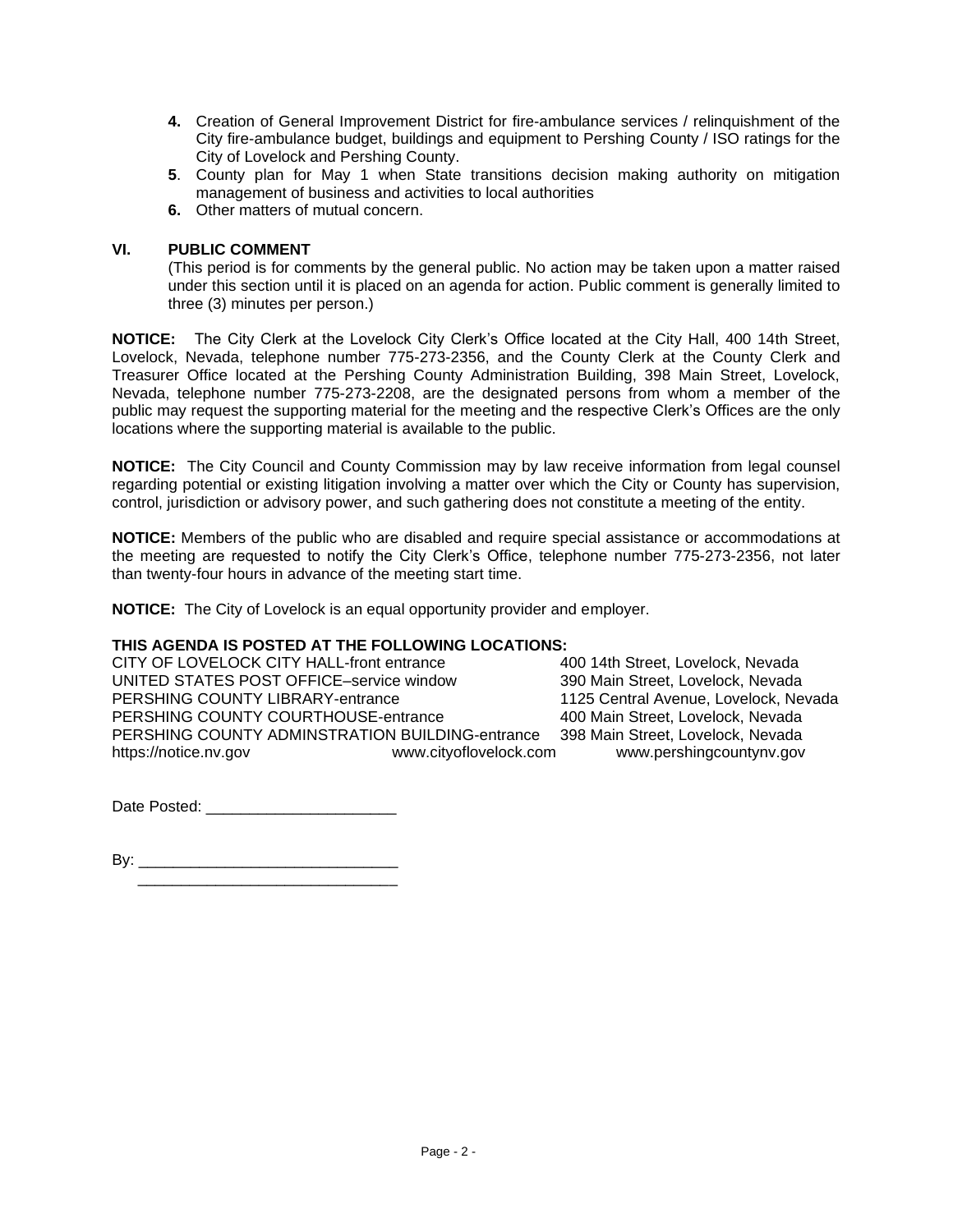4. Creation of General Improvement District for fire-ambulance services / relinquishment of the City fire-ambulance budget, buildings and equipment to Pershing County / ISO ratings for the City of Lovelock and Pershing County.
5. County plan for May 1 when State transitions decision making authority on mitigation management of business and activities to local authorities
6. Other matters of mutual concern.

**VI. PUBLIC COMMENT**

(This period is for comments by the general public. No action may be taken upon a matter raised under this section until it is placed on an agenda for action. Public comment is generally limited to three (3) minutes per person.)

**NOTICE:** The City Clerk at the Lovelock City Clerk's Office located at the City Hall, 400 14th Street, Lovelock, Nevada, telephone number 775-273-2356, and the County Clerk at the County Clerk and Treasurer Office located at the Pershing County Administration Building, 398 Main Street, Lovelock, Nevada, telephone number 775-273-2208, are the designated persons from whom a member of the public may request the supporting material for the meeting and the respective Clerk's Offices are the only locations where the supporting material is available to the public.

**NOTICE:** The City Council and County Commission may by law receive information from legal counsel regarding potential or existing litigation involving a matter over which the City or County has supervision, control, jurisdiction or advisory power, and such gathering does not constitute a meeting of the entity.

**NOTICE:** Members of the public who are disabled and require special assistance or accommodations at the meeting are requested to notify the City Clerk's Office, telephone number 775-273-2356, not later than twenty-four hours in advance of the meeting start time.

**NOTICE:** The City of Lovelock is an equal opportunity provider and employer.

**THIS AGENDA IS POSTED AT THE FOLLOWING LOCATIONS:**

| | |
|---|---|
| CITY OF LOVELOCK CITY HALL-front entrance | 400 14th Street, Lovelock, Nevada |
| UNITED STATES POST OFFICE–service window | 390 Main Street, Lovelock, Nevada |
| PERSHING COUNTY LIBRARY-entrance | 1125 Central Avenue, Lovelock, Nevada |
| PERSHING COUNTY COURTHOUSE-entrance | 400 Main Street, Lovelock, Nevada |
| PERSHING COUNTY ADMINSTRATION BUILDING-entrance | 398 Main Street, Lovelock, Nevada |

https://notice.nv.gov www.cityoflovelock.com www.pershingcountynv.gov

Date Posted: ______________________

By: ______________________________
______________________________